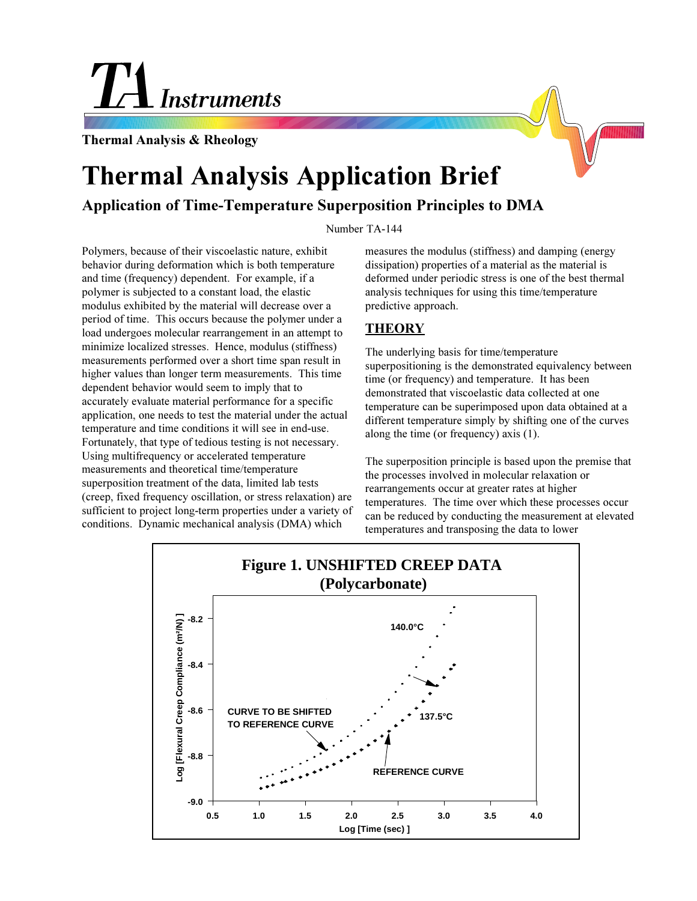TA Instruments

Thermal Analysis & Rheology

# Thermal Analysis Application Brief

## Application of Time-Temperature Superposition Principles to DMA

Number TA-144

Polymers, because of their viscoelastic nature, exhibit behavior during deformation which is both temperature and time (frequency) dependent. For example, if a polymer is subjected to a constant load, the elastic modulus exhibited by the material will decrease over a period of time. This occurs because the polymer under a load undergoes molecular rearrangement in an attempt to minimize localized stresses. Hence, modulus (stiffness) measurements performed over a short time span result in higher values than longer term measurements. This time dependent behavior would seem to imply that to accurately evaluate material performance for a specific application, one needs to test the material under the actual temperature and time conditions it will see in end-use. Fortunately, that type of tedious testing is not necessary. Using multifrequency or accelerated temperature measurements and theoretical time/temperature superposition treatment of the data, limited lab tests (creep, fixed frequency oscillation, or stress relaxation) are sufficient to project long-term properties under a variety of conditions. Dynamic mechanical analysis (DMA) which measures the modulus (stiffness) and damping (energy dissipation) properties of a material as the material is deformed under periodic stress is one of the best thermal analysis techniques for using this time/temperature predictive approach.

### THEORY

The underlying basis for time/temperature superpositioning is the demonstrated equivalency between time (or frequency) and temperature. It has been demonstrated that viscoelastic data collected at one temperature can be superimposed upon data obtained at a different temperature simply by shifting one of the curves along the time (or frequency) axis (1).

The superposition principle is based upon the premise that the processes involved in molecular relaxation or rearrangements occur at greater rates at higher temperatures. The time over which these processes occur can be reduced by conducting the measurement at elevated temperatures and transposing the data to lower

**Figure 1. UNSHIFTED CREEP DATA (Polycarbonate)**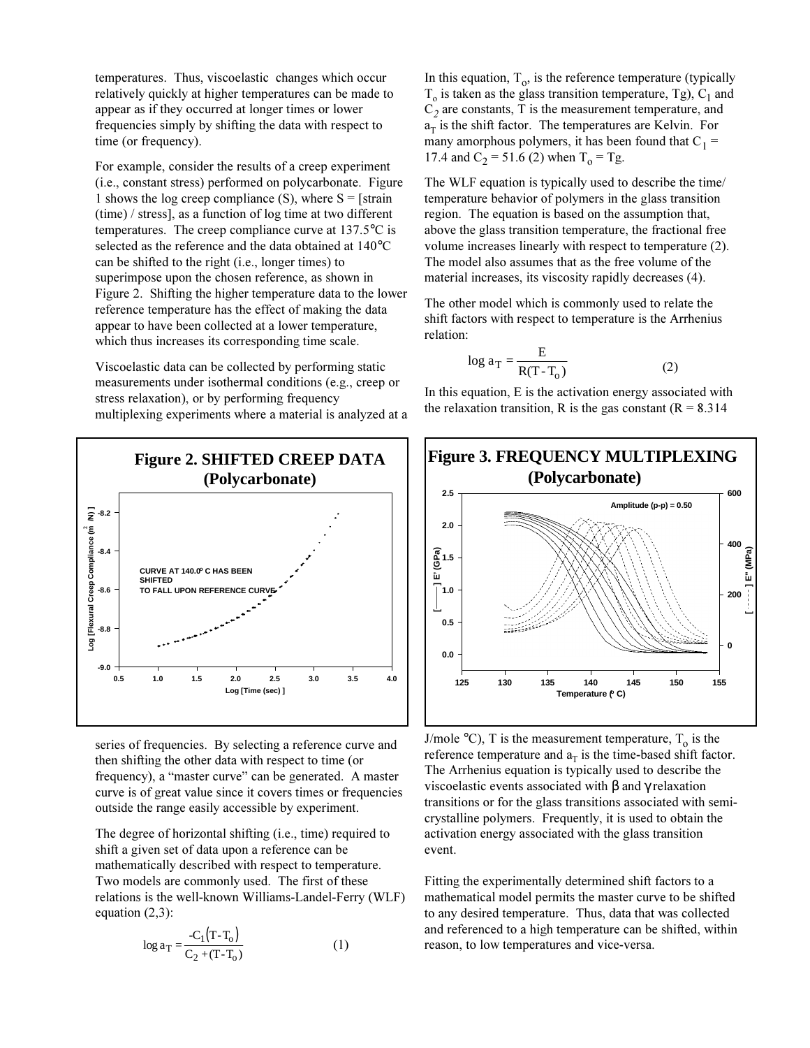temperatures. Thus, viscoelastic changes which occur relatively quickly at higher temperatures can be made to appear as if they occurred at longer times or lower frequencies simply by shifting the data with respect to time (or frequency).

For example, consider the results of a creep experiment (i.e., constant stress) performed on polycarbonate. Figure 1 shows the log creep compliance (S), where S = [strain (time) / stress], as a function of log time at two different temperatures. The creep compliance curve at 137.5°C is selected as the reference and the data obtained at 140°C can be shifted to the right (i.e., longer times) to superimpose upon the chosen reference, as shown in Figure 2. Shifting the higher temperature data to the lower reference temperature has the effect of making the data appear to have been collected at a lower temperature, which thus increases its corresponding time scale.

Viscoelastic data can be collected by performing static measurements under isothermal conditions (e.g., creep or stress relaxation), or by performing frequency multiplexing experiments where a material is analyzed at a series of frequencies. By selecting a reference curve and then shifting the other data with respect to time (or frequency), a "master curve" can be generated. A master curve is of great value since it covers times or frequencies outside the range easily accessible by experiment.

**Figure 2. SHIFTED CREEP DATA (Polycarbonate)**

**Figure 3. FREQUENCY MULTIPLEXING (Polycarbonate)**

The degree of horizontal shifting (i.e., time) required to shift a given set of data upon a reference can be mathematically described with respect to temperature. Two models are commonly used. The first of these relations is the well-known Williams-Landel-Ferry (WLF) equation (2,3):

$$\log a_T = \frac{-C_1(T - T_o)}{C_2 + (T - T_o)} \qquad (1)$$

In this equation, $T_o$, is the reference temperature (typically $T_o$ is taken as the glass transition temperature, Tg), $C_1$ and $C_2$ are constants, T is the measurement temperature, and $a_T$ is the shift factor. The temperatures are Kelvin. For many amorphous polymers, it has been found that $C_1$ = 17.4 and $C_2$ = 51.6 (2) when $T_o$ = Tg.

The WLF equation is typically used to describe the time/temperature behavior of polymers in the glass transition region. The equation is based on the assumption that, above the glass transition temperature, the fractional free volume increases linearly with respect to temperature (2). The model also assumes that as the free volume of the material increases, its viscosity rapidly decreases (4).

The other model which is commonly used to relate the shift factors with respect to temperature is the Arrhenius relation:

$$\log a_T = \frac{E}{R(T - T_o)} \qquad (2)$$

In this equation, E is the activation energy associated with the relaxation transition, R is the gas constant (R = 8.314 J/mole °C), T is the measurement temperature, $T_o$ is the reference temperature and $a_T$ is the time-based shift factor. The Arrhenius equation is typically used to describe the viscoelastic events associated with β and γ relaxation transitions or for the glass transitions associated with semi-crystalline polymers. Frequently, it is used to obtain the activation energy associated with the glass transition event.

Fitting the experimentally determined shift factors to a mathematical model permits the master curve to be shifted to any desired temperature. Thus, data that was collected and referenced to a high temperature can be shifted, within reason, to low temperatures and vice-versa.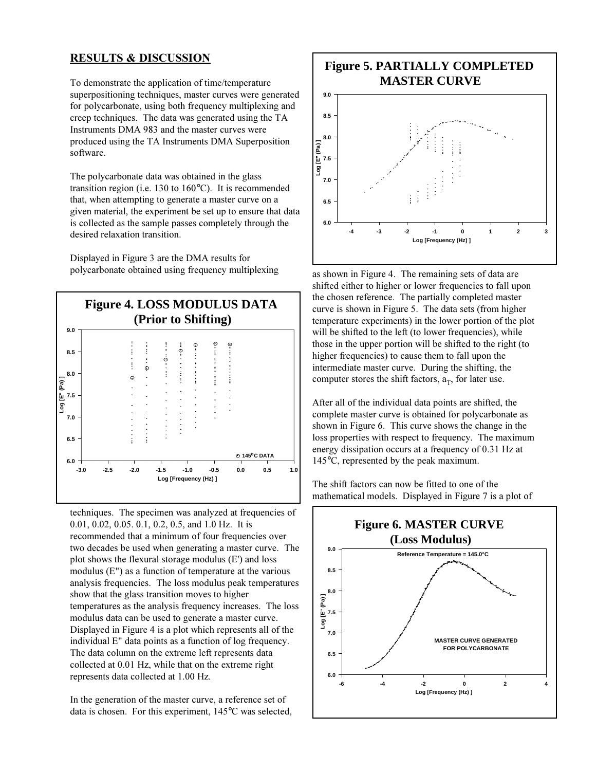## RESULTS & DISCUSSION

To demonstrate the application of time/temperature superpositioning techniques, master curves were generated for polycarbonate, using both frequency multiplexing and creep techniques. The data was generated using the TA Instruments DMA 983 and the master curves were produced using the TA Instruments DMA Superposition software.

The polycarbonate data was obtained in the glass transition region (i.e. 130 to 160°C). It is recommended that, when attempting to generate a master curve on a given material, the experiment be set up to ensure that data is collected as the sample passes completely through the desired relaxation transition.

Displayed in Figure 3 are the DMA results for polycarbonate obtained using frequency multiplexing techniques. The specimen was analyzed at frequencies of 0.01, 0.02, 0.05. 0.1, 0.2, 0.5, and 1.0 Hz. It is recommended that a minimum of four frequencies over two decades be used when generating a master curve. The plot shows the flexural storage modulus (E') and loss modulus (E") as a function of temperature at the various analysis frequencies. The loss modulus peak temperatures show that the glass transition moves to higher temperatures as the analysis frequency increases. The loss modulus data can be used to generate a master curve. Displayed in Figure 4 is a plot which represents all of the individual E" data points as a function of log frequency. The data column on the extreme left represents data collected at 0.01 Hz, while that on the extreme right represents data collected at 1.00 Hz.

**Figure 4. LOSS MODULUS DATA (Prior to Shifting)**

In the generation of the master curve, a reference set of data is chosen. For this experiment, 145°C was selected, as shown in Figure 4. The remaining sets of data are shifted either to higher or lower frequencies to fall upon the chosen reference. The partially completed master curve is shown in Figure 5. The data sets (from higher temperature experiments) in the lower portion of the plot will be shifted to the left (to lower frequencies), while those in the upper portion will be shifted to the right (to higher frequencies) to cause them to fall upon the intermediate master curve. During the shifting, the computer stores the shift factors, $a_T$, for later use.

**Figure 5. PARTIALLY COMPLETED MASTER CURVE**

After all of the individual data points are shifted, the complete master curve is obtained for polycarbonate as shown in Figure 6. This curve shows the change in the loss properties with respect to frequency. The maximum energy dissipation occurs at a frequency of 0.31 Hz at 145°C, represented by the peak maximum.

**Figure 6. MASTER CURVE (Loss Modulus)**

The shift factors can now be fitted to one of the mathematical models. Displayed in Figure 7 is a plot of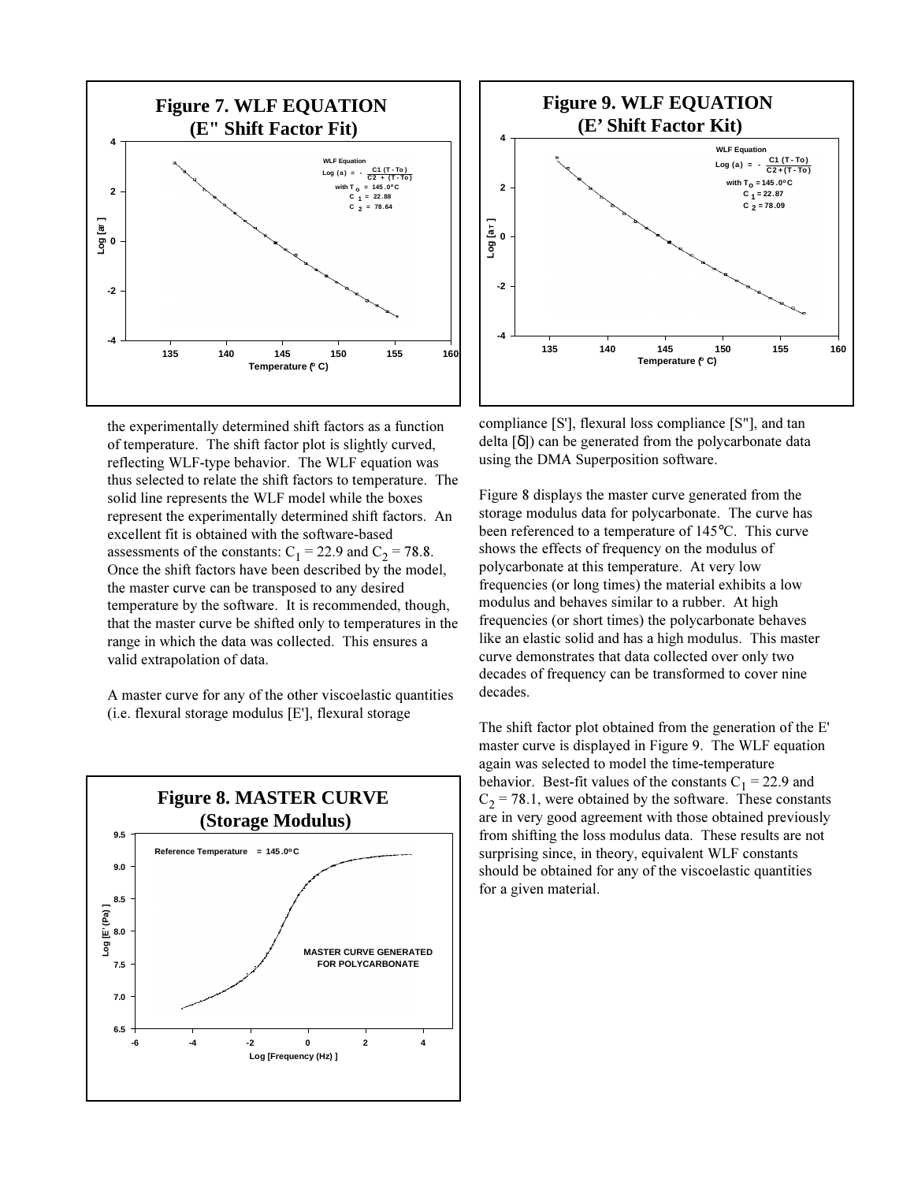**Figure 7. WLF EQUATION (E" Shift Factor Fit)**

the experimentally determined shift factors as a function of temperature. The shift factor plot is slightly curved, reflecting WLF-type behavior. The WLF equation was thus selected to relate the shift factors to temperature. The solid line represents the WLF model while the boxes represent the experimentally determined shift factors. An excellent fit is obtained with the software-based assessments of the constants: $C_1 = 22.9$ and $C_2 = 78.8$. Once the shift factors have been described by the model, the master curve can be transposed to any desired temperature by the software. It is recommended, though, that the master curve be shifted only to temperatures in the range in which the data was collected. This ensures a valid extrapolation of data.

A master curve for any of the other viscoelastic quantities (i.e. flexural storage modulus [E'], flexural storage compliance [S'], flexural loss compliance [S"], and tan delta [δ]) can be generated from the polycarbonate data using the DMA Superposition software.

**Figure 8. MASTER CURVE (Storage Modulus)**

Figure 8 displays the master curve generated from the storage modulus data for polycarbonate. The curve has been referenced to a temperature of 145°C. This curve shows the effects of frequency on the modulus of polycarbonate at this temperature. At very low frequencies (or long times) the material exhibits a low modulus and behaves similar to a rubber. At high frequencies (or short times) the polycarbonate behaves like an elastic solid and has a high modulus. This master curve demonstrates that data collected over only two decades of frequency can be transformed to cover nine decades.

**Figure 9. WLF EQUATION (E' Shift Factor Kit)**

The shift factor plot obtained from the generation of the E' master curve is displayed in Figure 9. The WLF equation again was selected to model the time-temperature behavior. Best-fit values of the constants $C_1 = 22.9$ and $C_2 = 78.1$, were obtained by the software. These constants are in very good agreement with those obtained previously from shifting the loss modulus data. These results are not surprising since, in theory, equivalent WLF constants should be obtained for any of the viscoelastic quantities for a given material.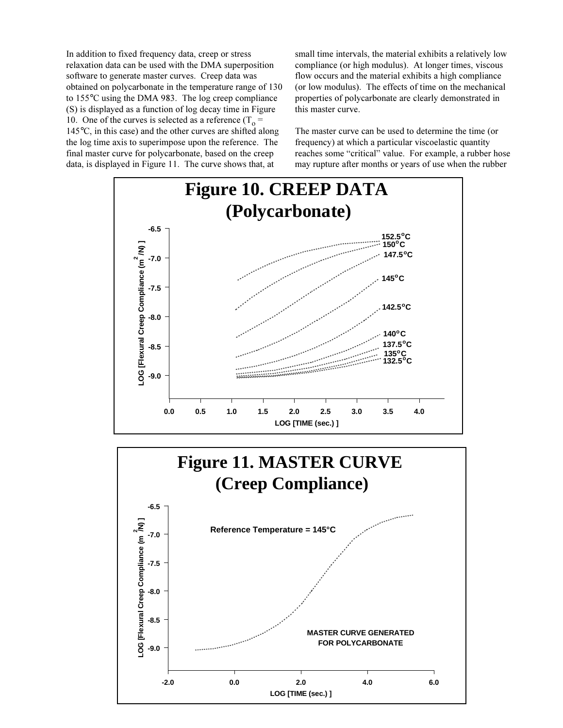In addition to fixed frequency data, creep or stress relaxation data can be used with the DMA superposition software to generate master curves. Creep data was obtained on polycarbonate in the temperature range of 130 to 155°C using the DMA 983. The log creep compliance (S) is displayed as a function of log decay time in Figure 10. One of the curves is selected as a reference ($T_o$ = 145°C, in this case) and the other curves are shifted along the log time axis to superimpose upon the reference. The final master curve for polycarbonate, based on the creep data, is displayed in Figure 11. The curve shows that, at small time intervals, the material exhibits a relatively low compliance (or high modulus). At longer times, viscous flow occurs and the material exhibits a high compliance (or low modulus). The effects of time on the mechanical properties of polycarbonate are clearly demonstrated in this master curve.

The master curve can be used to determine the time (or frequency) at which a particular viscoelastic quantity reaches some "critical" value. For example, a rubber hose may rupture after months or years of use when the rubber

**Figure 10. CREEP DATA (Polycarbonate)**

**Figure 11. MASTER CURVE (Creep Compliance)**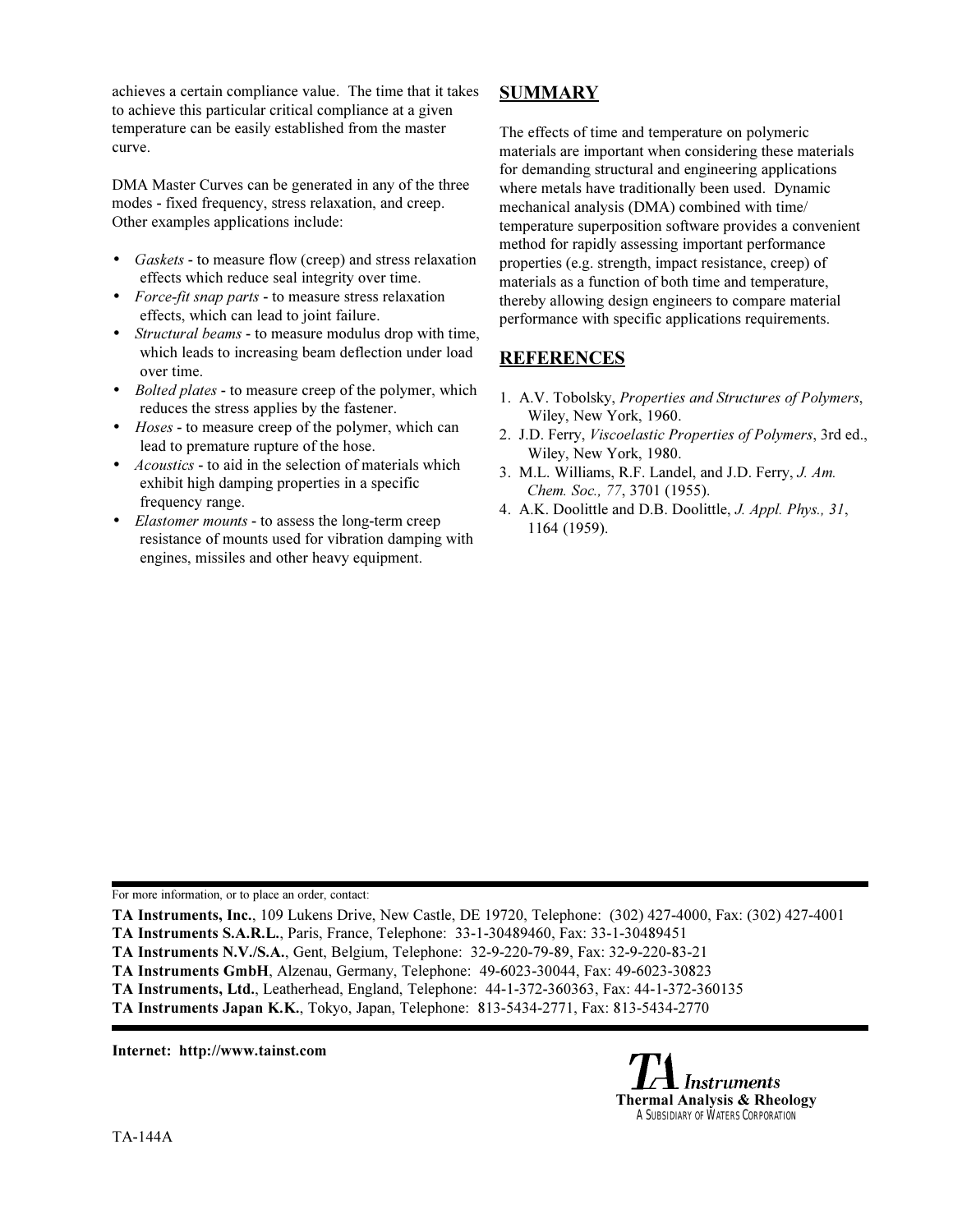achieves a certain compliance value. The time that it takes to achieve this particular critical compliance at a given temperature can be easily established from the master curve.

DMA Master Curves can be generated in any of the three modes - fixed frequency, stress relaxation, and creep. Other examples applications include:

- *Gaskets* - to measure flow (creep) and stress relaxation effects which reduce seal integrity over time.
- *Force-fit snap parts* - to measure stress relaxation effects, which can lead to joint failure.
- *Structural beams* - to measure modulus drop with time, which leads to increasing beam deflection under load over time.
- *Bolted plates* - to measure creep of the polymer, which reduces the stress applies by the fastener.
- *Hoses* - to measure creep of the polymer, which can lead to premature rupture of the hose.
- *Acoustics* - to aid in the selection of materials which exhibit high damping properties in a specific frequency range.
- *Elastomer mounts* - to assess the long-term creep resistance of mounts used for vibration damping with engines, missiles and other heavy equipment.

## SUMMARY

The effects of time and temperature on polymeric materials are important when considering these materials for demanding structural and engineering applications where metals have traditionally been used. Dynamic mechanical analysis (DMA) combined with time/temperature superposition software provides a convenient method for rapidly assessing important performance properties (e.g. strength, impact resistance, creep) of materials as a function of both time and temperature, thereby allowing design engineers to compare material performance with specific applications requirements.

## REFERENCES

1. A.V. Tobolsky, *Properties and Structures of Polymers*, Wiley, New York, 1960.
2. J.D. Ferry, *Viscoelastic Properties of Polymers*, 3rd ed., Wiley, New York, 1980.
3. M.L. Williams, R.F. Landel, and J.D. Ferry, *J. Am. Chem. Soc., 77*, 3701 (1955).
4. A.K. Doolittle and D.B. Doolittle, *J. Appl. Phys., 31*, 1164 (1959).

For more information, or to place an order, contact:

**TA Instruments, Inc.**, 109 Lukens Drive, New Castle, DE 19720, Telephone: (302) 427-4000, Fax: (302) 427-4001
**TA Instruments S.A.R.L.**, Paris, France, Telephone: 33-1-30489460, Fax: 33-1-30489451
**TA Instruments N.V./S.A.**, Gent, Belgium, Telephone: 32-9-220-79-89, Fax: 32-9-220-83-21
**TA Instruments GmbH**, Alzenau, Germany, Telephone: 49-6023-30044, Fax: 49-6023-30823
**TA Instruments, Ltd.**, Leatherhead, England, Telephone: 44-1-372-360363, Fax: 44-1-372-360135
**TA Instruments Japan K.K.**, Tokyo, Japan, Telephone: 813-5434-2771, Fax: 813-5434-2770

**Internet: http://www.tainst.com**

TA Instruments
**Thermal Analysis & Rheology**
A SUBSIDIARY OF WATERS CORPORATION

TA-144A